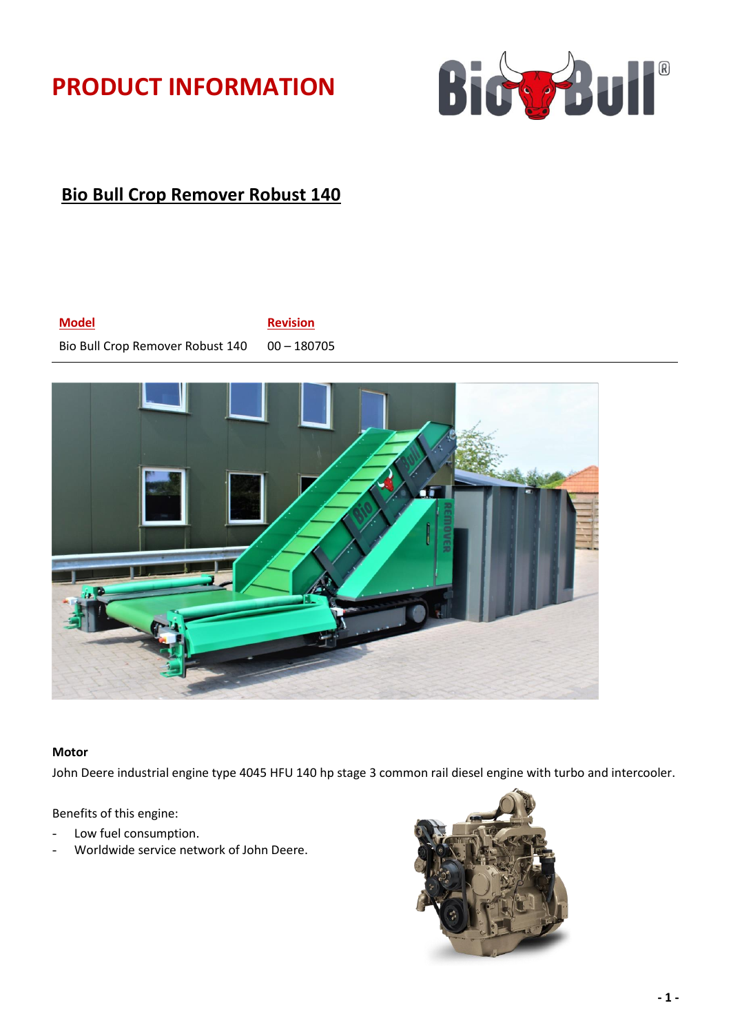# PRODUCT INFORMATION

## Bio Bull Crop Remover Robust 140

| Model | Revision |
| --- | --- |
| Bio Bull Crop Remover Robust 140 | 00 – 180705 |

**Motor**

John Deere industrial engine type 4045 HFU 140 hp stage 3 common rail diesel engine with turbo and intercooler.

Benefits of this engine:

- Low fuel consumption.
- Worldwide service network of John Deere.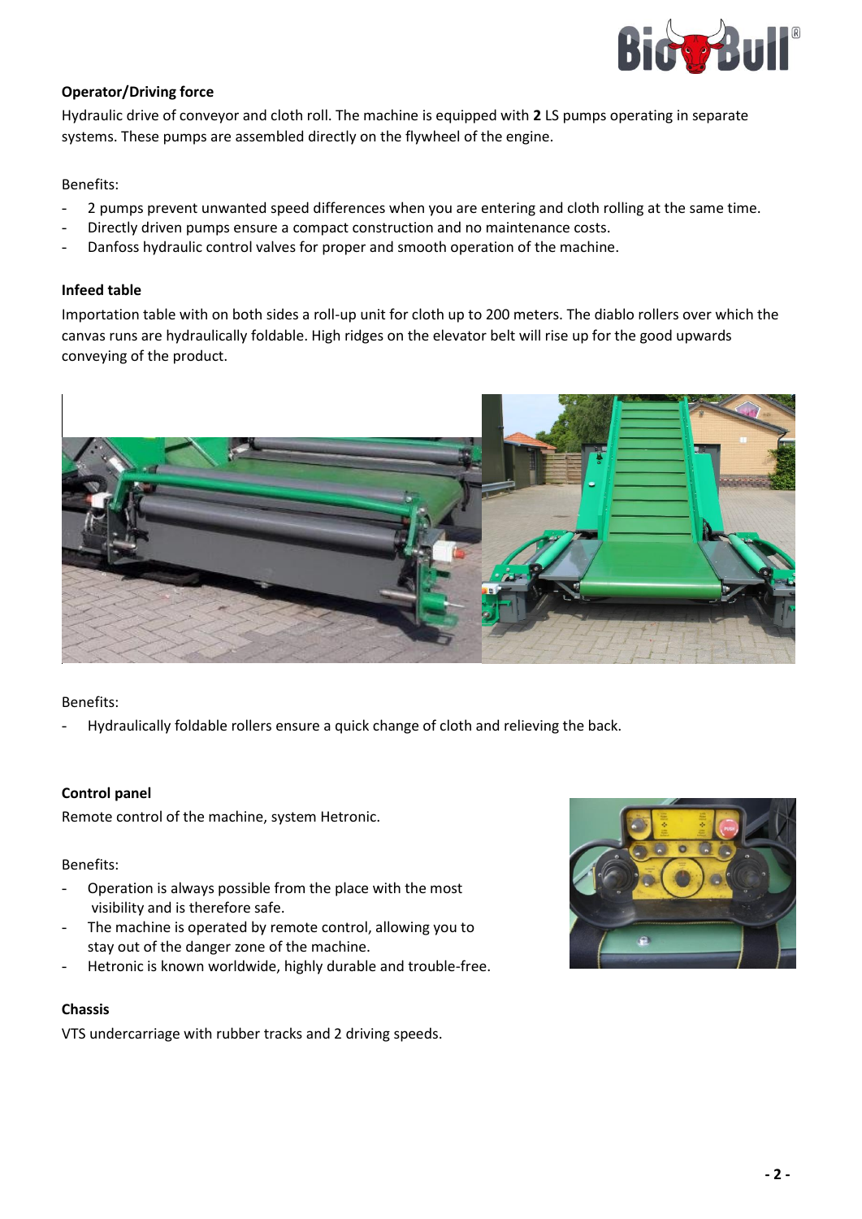**Operator/Driving force**

Hydraulic drive of conveyor and cloth roll. The machine is equipped with **2** LS pumps operating in separate systems. These pumps are assembled directly on the flywheel of the engine.

Benefits:

- 2 pumps prevent unwanted speed differences when you are entering and cloth rolling at the same time.
- Directly driven pumps ensure a compact construction and no maintenance costs.
- Danfoss hydraulic control valves for proper and smooth operation of the machine.

**Infeed table**

Importation table with on both sides a roll-up unit for cloth up to 200 meters. The diablo rollers over which the canvas runs are hydraulically foldable. High ridges on the elevator belt will rise up for the good upwards conveying of the product.

Benefits:

- Hydraulically foldable rollers ensure a quick change of cloth and relieving the back.

**Control panel**

Remote control of the machine, system Hetronic.

Benefits:

- Operation is always possible from the place with the most visibility and is therefore safe.
- The machine is operated by remote control, allowing you to stay out of the danger zone of the machine.
- Hetronic is known worldwide, highly durable and trouble-free.

**Chassis**

VTS undercarriage with rubber tracks and 2 driving speeds.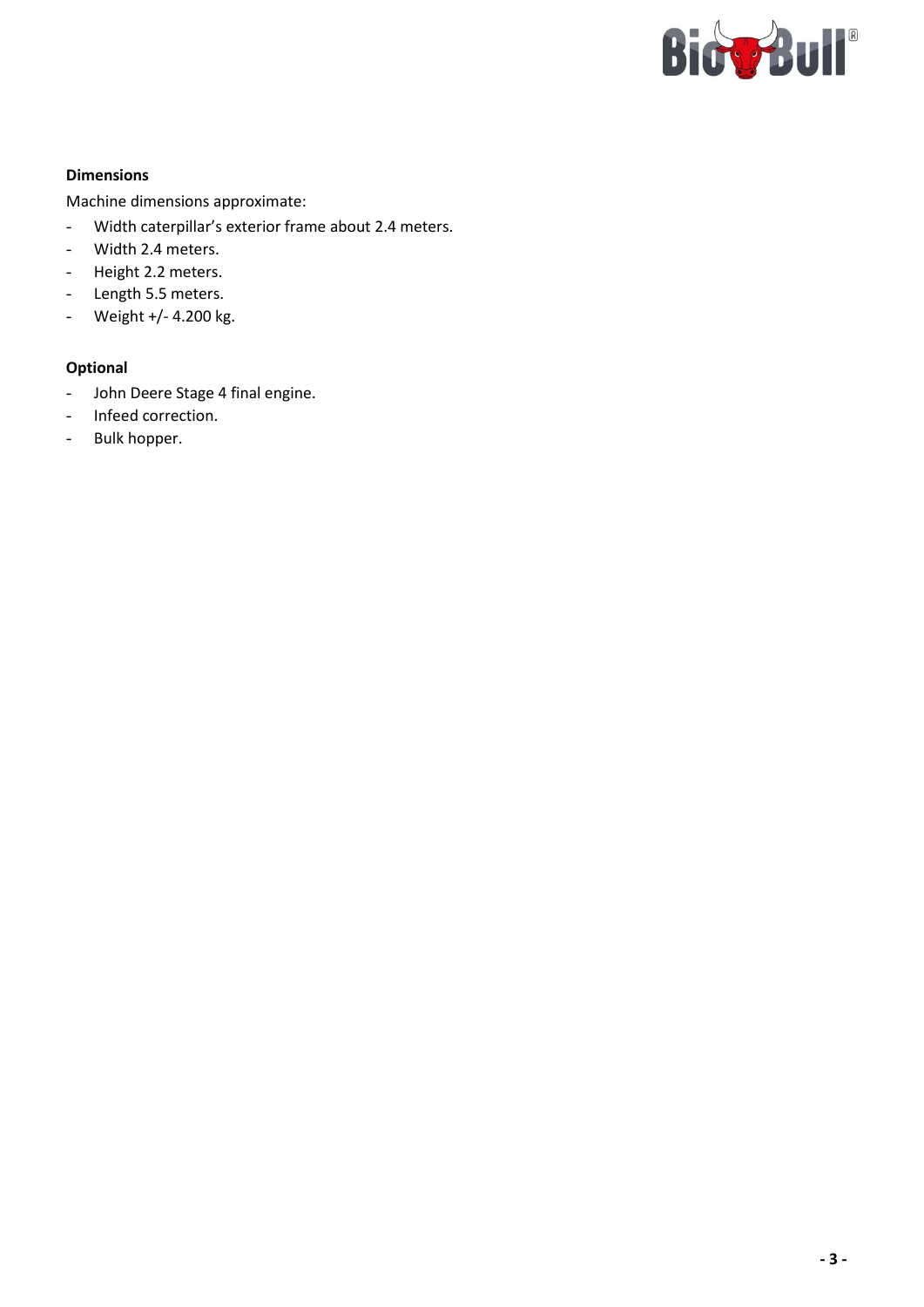**Dimensions**

Machine dimensions approximate:

- Width caterpillar's exterior frame about 2.4 meters.
- Width 2.4 meters.
- Height 2.2 meters.
- Length 5.5 meters.
- Weight +/- 4.200 kg.

**Optional**

- John Deere Stage 4 final engine.
- Infeed correction.
- Bulk hopper.